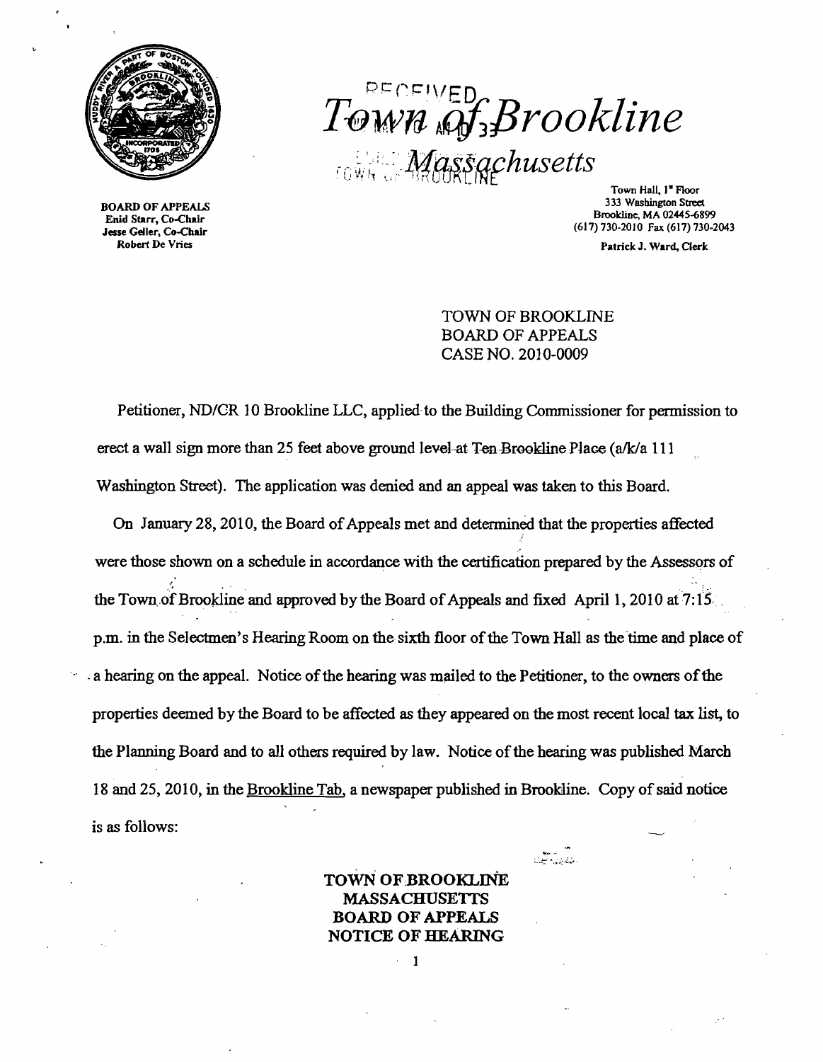BOARD OF APPEALS
Enid Starr, Co-Chair
Jesse Geller, Co-Chair
Robert De Vries

# Town of Brookline
## Massachusetts

Town Hall, 1st Floor
333 Washington Street
Brookline, MA 02445-6899
(617) 730-2010 Fax (617) 730-2043
Patrick J. Ward, Clerk

TOWN OF BROOKLINE
BOARD OF APPEALS
CASE NO. 2010-0009

Petitioner, ND/CR 10 Brookline LLC, applied to the Building Commissioner for permission to erect a wall sign more than 25 feet above ground level at Ten Brookline Place (a/k/a 111 Washington Street). The application was denied and an appeal was taken to this Board.

On January 28, 2010, the Board of Appeals met and determined that the properties affected were those shown on a schedule in accordance with the certification prepared by the Assessors of the Town of Brookline and approved by the Board of Appeals and fixed April 1, 2010 at 7:15 p.m. in the Selectmen's Hearing Room on the sixth floor of the Town Hall as the time and place of a hearing on the appeal. Notice of the hearing was mailed to the Petitioner, to the owners of the properties deemed by the Board to be affected as they appeared on the most recent local tax list, to the Planning Board and to all others required by law. Notice of the hearing was published March 18 and 25, 2010, in the Brookline Tab, a newspaper published in Brookline. Copy of said notice is as follows:

**TOWN OF BROOKLINE**
**MASSACHUSETTS**
**BOARD OF APPEALS**
**NOTICE OF HEARING**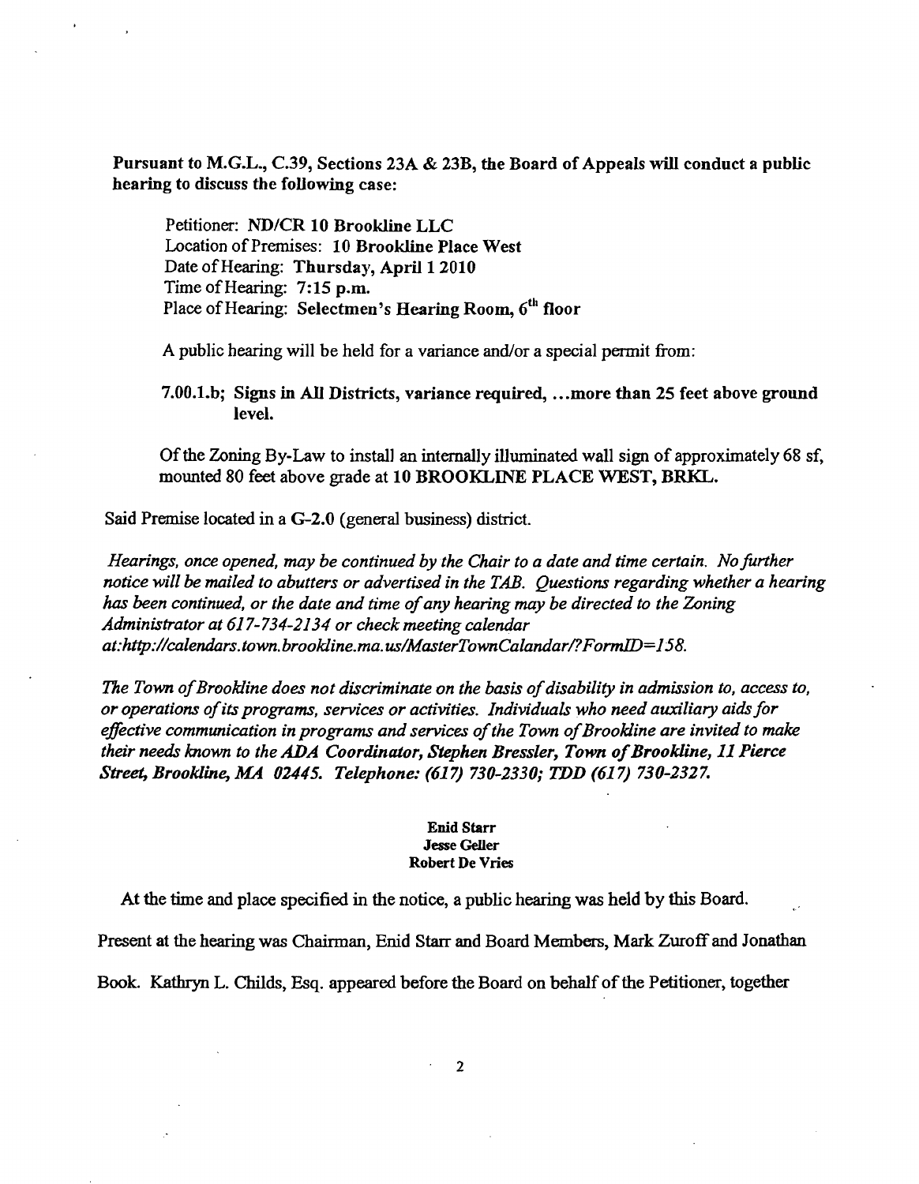**Pursuant to M.G.L., C.39, Sections 23A & 23B, the Board of Appeals will conduct a public hearing to discuss the following case:**

Petitioner: **ND/CR 10 Brookline LLC**
Location of Premises: **10 Brookline Place West**
Date of Hearing: **Thursday, April 1 2010**
Time of Hearing: **7:15 p.m.**
Place of Hearing: **Selectmen's Hearing Room, 6th floor**

A public hearing will be held for a variance and/or a special permit from:

**7.00.1.b; Signs in All Districts, variance required, ...more than 25 feet above ground level.**

Of the Zoning By-Law to install an internally illuminated wall sign of approximately 68 sf, mounted 80 feet above grade at **10 BROOKLINE PLACE WEST, BRKL.**

Said Premise located in a G-2.0 (general business) district.

*Hearings, once opened, may be continued by the Chair to a date and time certain. No further notice will be mailed to abutters or advertised in the TAB. Questions regarding whether a hearing has been continued, or the date and time of any hearing may be directed to the Zoning Administrator at 617-734-2134 or check meeting calendar at:http://calendars.town.brookline.ma.us/MasterTownCalandar/?FormID=158.*

*The Town of Brookline does not discriminate on the basis of disability in admission to, access to, or operations of its programs, services or activities. Individuals who need auxiliary aids for effective communication in programs and services of the Town of Brookline are invited to make their needs known to the ADA Coordinator, Stephen Bressler, Town of Brookline, 11 Pierce Street, Brookline, MA 02445. Telephone: (617) 730-2330; TDD (617) 730-2327.*

**Enid Starr**
**Jesse Geller**
**Robert De Vries**

At the time and place specified in the notice, a public hearing was held by this Board. Present at the hearing was Chairman, Enid Starr and Board Members, Mark Zuroff and Jonathan Book. Kathryn L. Childs, Esq. appeared before the Board on behalf of the Petitioner, together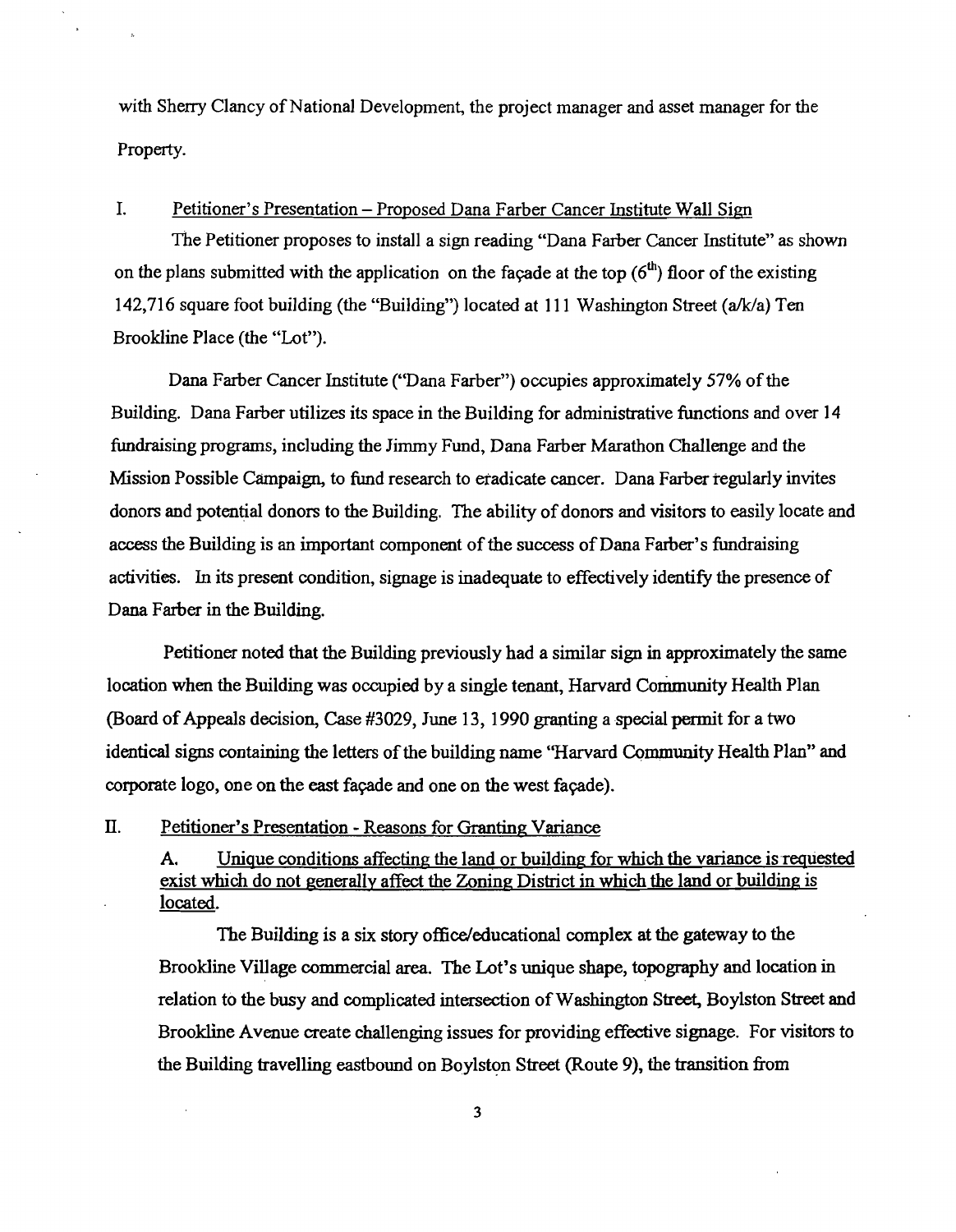with Sherry Clancy of National Development, the project manager and asset manager for the Property.

## I. Petitioner's Presentation – Proposed Dana Farber Cancer Institute Wall Sign

The Petitioner proposes to install a sign reading "Dana Farber Cancer Institute" as shown on the plans submitted with the application on the façade at the top (6th) floor of the existing 142,716 square foot building (the "Building") located at 111 Washington Street (a/k/a) Ten Brookline Place (the "Lot").

Dana Farber Cancer Institute ("Dana Farber") occupies approximately 57% of the Building. Dana Farber utilizes its space in the Building for administrative functions and over 14 fundraising programs, including the Jimmy Fund, Dana Farber Marathon Challenge and the Mission Possible Campaign, to fund research to eradicate cancer. Dana Farber regularly invites donors and potential donors to the Building. The ability of donors and visitors to easily locate and access the Building is an important component of the success of Dana Farber's fundraising activities. In its present condition, signage is inadequate to effectively identify the presence of Dana Farber in the Building.

Petitioner noted that the Building previously had a similar sign in approximately the same location when the Building was occupied by a single tenant, Harvard Community Health Plan (Board of Appeals decision, Case #3029, June 13, 1990 granting a special permit for a two identical signs containing the letters of the building name "Harvard Community Health Plan" and corporate logo, one on the east façade and one on the west façade).

## II. Petitioner's Presentation - Reasons for Granting Variance

### A. Unique conditions affecting the land or building for which the variance is requested exist which do not generally affect the Zoning District in which the land or building is located.

The Building is a six story office/educational complex at the gateway to the Brookline Village commercial area. The Lot's unique shape, topography and location in relation to the busy and complicated intersection of Washington Street, Boylston Street and Brookline Avenue create challenging issues for providing effective signage. For visitors to the Building travelling eastbound on Boylston Street (Route 9), the transition from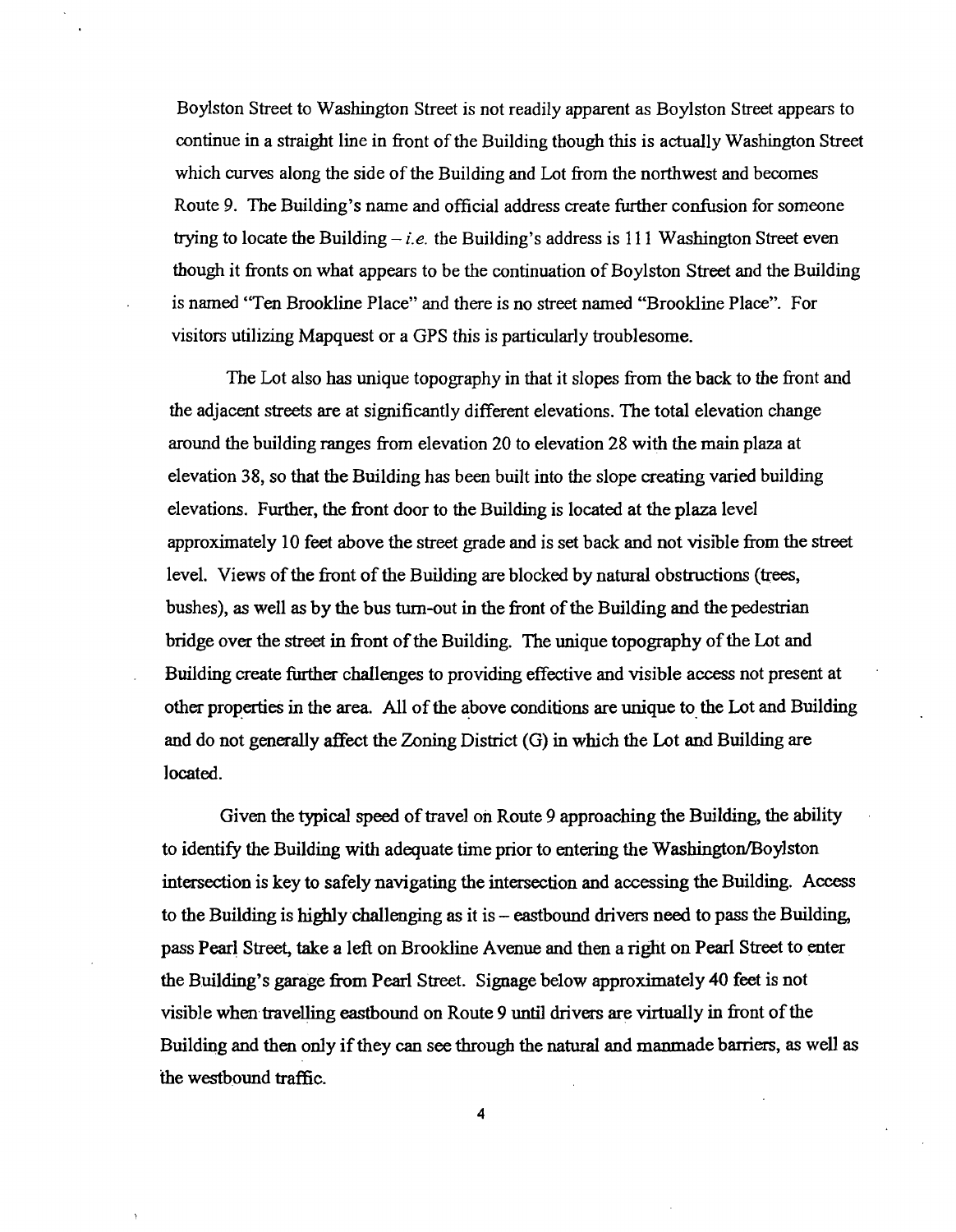Boylston Street to Washington Street is not readily apparent as Boylston Street appears to continue in a straight line in front of the Building though this is actually Washington Street which curves along the side of the Building and Lot from the northwest and becomes Route 9. The Building's name and official address create further confusion for someone trying to locate the Building – *i.e.* the Building's address is 111 Washington Street even though it fronts on what appears to be the continuation of Boylston Street and the Building is named "Ten Brookline Place" and there is no street named "Brookline Place". For visitors utilizing Mapquest or a GPS this is particularly troublesome.

The Lot also has unique topography in that it slopes from the back to the front and the adjacent streets are at significantly different elevations. The total elevation change around the building ranges from elevation 20 to elevation 28 with the main plaza at elevation 38, so that the Building has been built into the slope creating varied building elevations. Further, the front door to the Building is located at the plaza level approximately 10 feet above the street grade and is set back and not visible from the street level. Views of the front of the Building are blocked by natural obstructions (trees, bushes), as well as by the bus turn-out in the front of the Building and the pedestrian bridge over the street in front of the Building. The unique topography of the Lot and Building create further challenges to providing effective and visible access not present at other properties in the area. All of the above conditions are unique to the Lot and Building and do not generally affect the Zoning District (G) in which the Lot and Building are located.

Given the typical speed of travel on Route 9 approaching the Building, the ability to identify the Building with adequate time prior to entering the Washington/Boylston intersection is key to safely navigating the intersection and accessing the Building. Access to the Building is highly challenging as it is – eastbound drivers need to pass the Building, pass Pearl Street, take a left on Brookline Avenue and then a right on Pearl Street to enter the Building's garage from Pearl Street. Signage below approximately 40 feet is not visible when travelling eastbound on Route 9 until drivers are virtually in front of the Building and then only if they can see through the natural and manmade barriers, as well as the westbound traffic.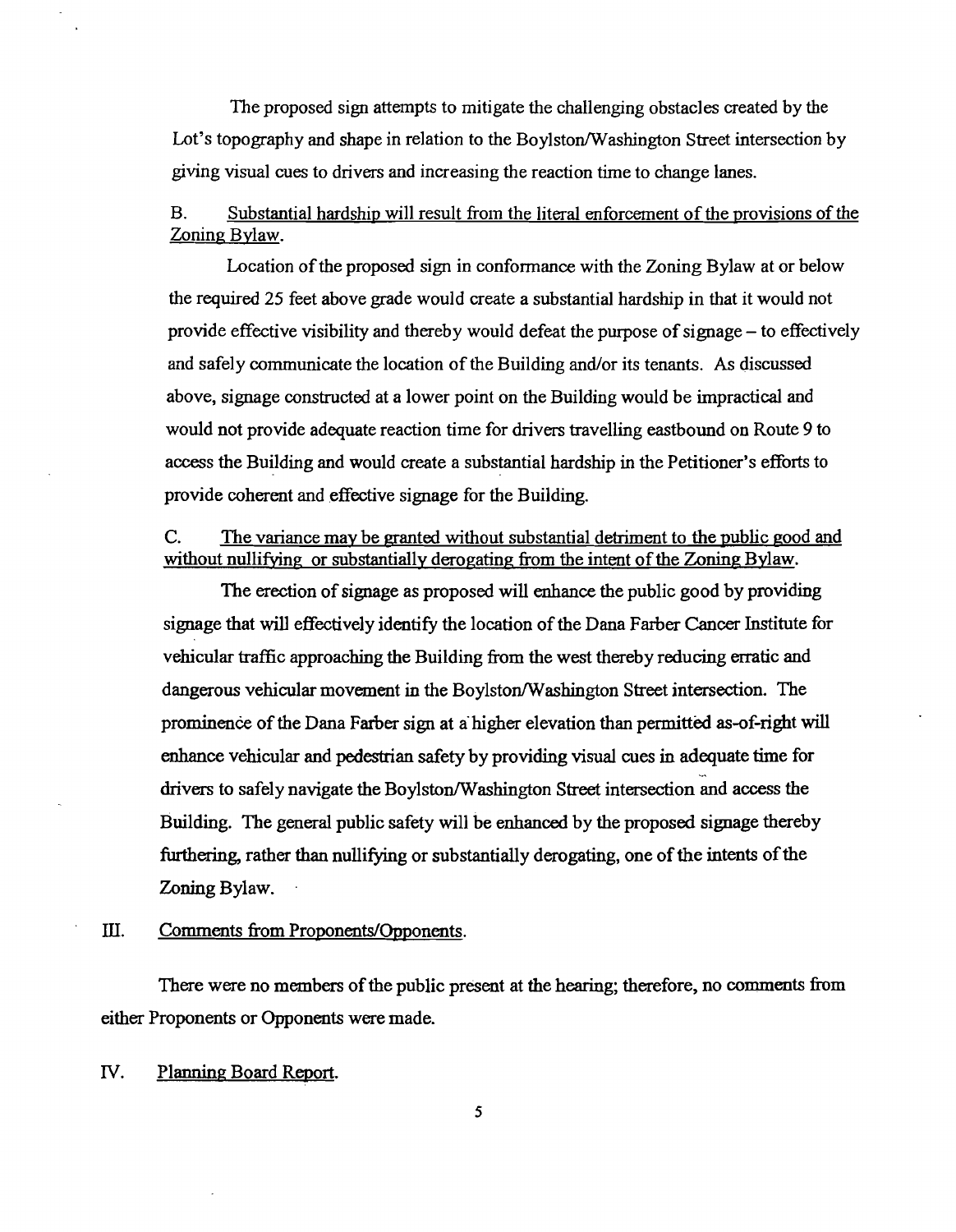The proposed sign attempts to mitigate the challenging obstacles created by the Lot's topography and shape in relation to the Boylston/Washington Street intersection by giving visual cues to drivers and increasing the reaction time to change lanes.

B. Substantial hardship will result from the literal enforcement of the provisions of the Zoning Bylaw.

Location of the proposed sign in conformance with the Zoning Bylaw at or below the required 25 feet above grade would create a substantial hardship in that it would not provide effective visibility and thereby would defeat the purpose of signage – to effectively and safely communicate the location of the Building and/or its tenants. As discussed above, signage constructed at a lower point on the Building would be impractical and would not provide adequate reaction time for drivers travelling eastbound on Route 9 to access the Building and would create a substantial hardship in the Petitioner's efforts to provide coherent and effective signage for the Building.

C. The variance may be granted without substantial detriment to the public good and without nullifying or substantially derogating from the intent of the Zoning Bylaw.

The erection of signage as proposed will enhance the public good by providing signage that will effectively identify the location of the Dana Farber Cancer Institute for vehicular traffic approaching the Building from the west thereby reducing erratic and dangerous vehicular movement in the Boylston/Washington Street intersection. The prominence of the Dana Farber sign at a higher elevation than permitted as-of-right will enhance vehicular and pedestrian safety by providing visual cues in adequate time for drivers to safely navigate the Boylston/Washington Street intersection and access the Building. The general public safety will be enhanced by the proposed signage thereby furthering, rather than nullifying or substantially derogating, one of the intents of the Zoning Bylaw.

III. Comments from Proponents/Opponents.

There were no members of the public present at the hearing; therefore, no comments from either Proponents or Opponents were made.

IV. Planning Board Report.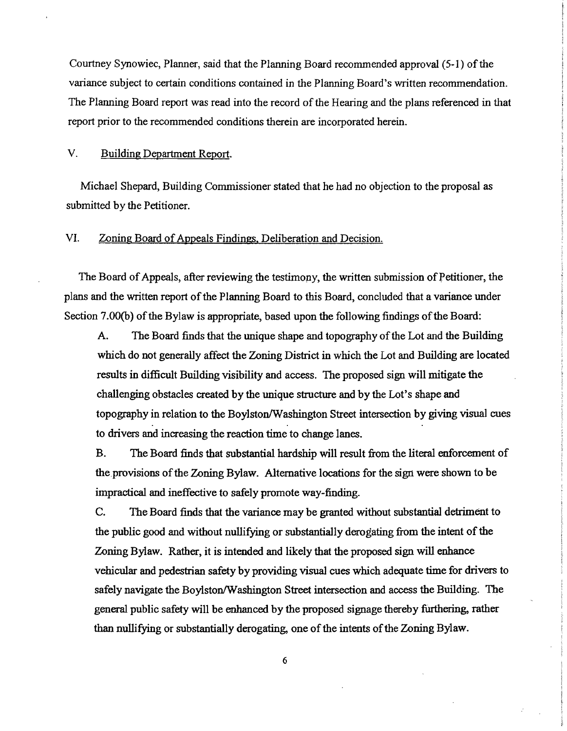Courtney Synowiec, Planner, said that the Planning Board recommended approval (5-1) of the variance subject to certain conditions contained in the Planning Board's written recommendation. The Planning Board report was read into the record of the Hearing and the plans referenced in that report prior to the recommended conditions therein are incorporated herein.

## V. Building Department Report.

Michael Shepard, Building Commissioner stated that he had no objection to the proposal as submitted by the Petitioner.

## VI. Zoning Board of Appeals Findings, Deliberation and Decision.

The Board of Appeals, after reviewing the testimony, the written submission of Petitioner, the plans and the written report of the Planning Board to this Board, concluded that a variance under Section 7.00(b) of the Bylaw is appropriate, based upon the following findings of the Board:

A. The Board finds that the unique shape and topography of the Lot and the Building which do not generally affect the Zoning District in which the Lot and Building are located results in difficult Building visibility and access. The proposed sign will mitigate the challenging obstacles created by the unique structure and by the Lot's shape and topography in relation to the Boylston/Washington Street intersection by giving visual cues to drivers and increasing the reaction time to change lanes.

B. The Board finds that substantial hardship will result from the literal enforcement of the provisions of the Zoning Bylaw. Alternative locations for the sign were shown to be impractical and ineffective to safely promote way-finding.

C. The Board finds that the variance may be granted without substantial detriment to the public good and without nullifying or substantially derogating from the intent of the Zoning Bylaw. Rather, it is intended and likely that the proposed sign will enhance vehicular and pedestrian safety by providing visual cues which adequate time for drivers to safely navigate the Boylston/Washington Street intersection and access the Building. The general public safety will be enhanced by the proposed signage thereby furthering, rather than nullifying or substantially derogating, one of the intents of the Zoning Bylaw.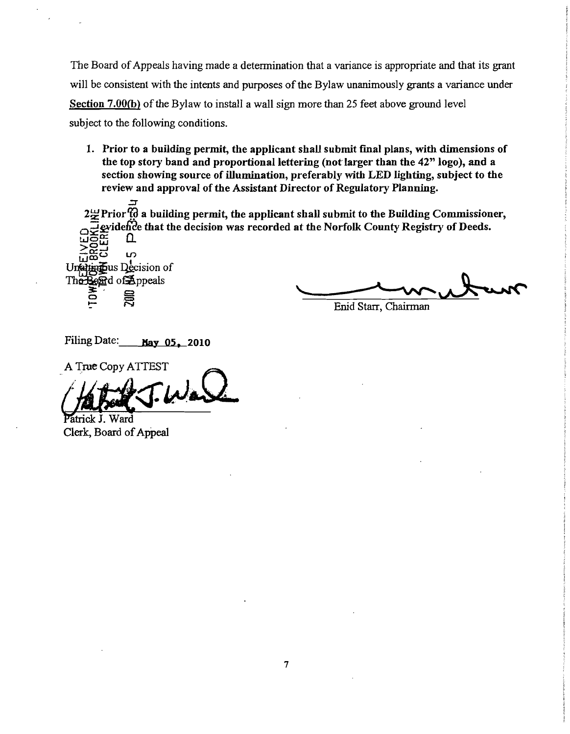The Board of Appeals having made a determination that a variance is appropriate and that its grant will be consistent with the intents and purposes of the Bylaw unanimously grants a variance under Section 7.00(b) of the Bylaw to install a wall sign more than 25 feet above ground level subject to the following conditions.

1. **Prior to a building permit, the applicant shall submit final plans, with dimensions of the top story band and proportional lettering (not larger than the 42" logo), and a section showing source of illumination, preferably with LED lighting, subject to the review and approval of the Assistant Director of Regulatory Planning.**
2. **Prior to a building permit, the applicant shall submit to the Building Commissioner, evidence that the decision was recorded at the Norfolk County Registry of Deeds.**

RECEIVED
TOWN OF BROOKLINE
TOWN CLERK
2010 MAY -5 P 3:34

Unanimous Decision of
The Board of Appeals

Enid Starr, Chairman

Filing Date: May 05, 2010

A True Copy ATTEST

Patrick J. Ward
Clerk, Board of Appeal